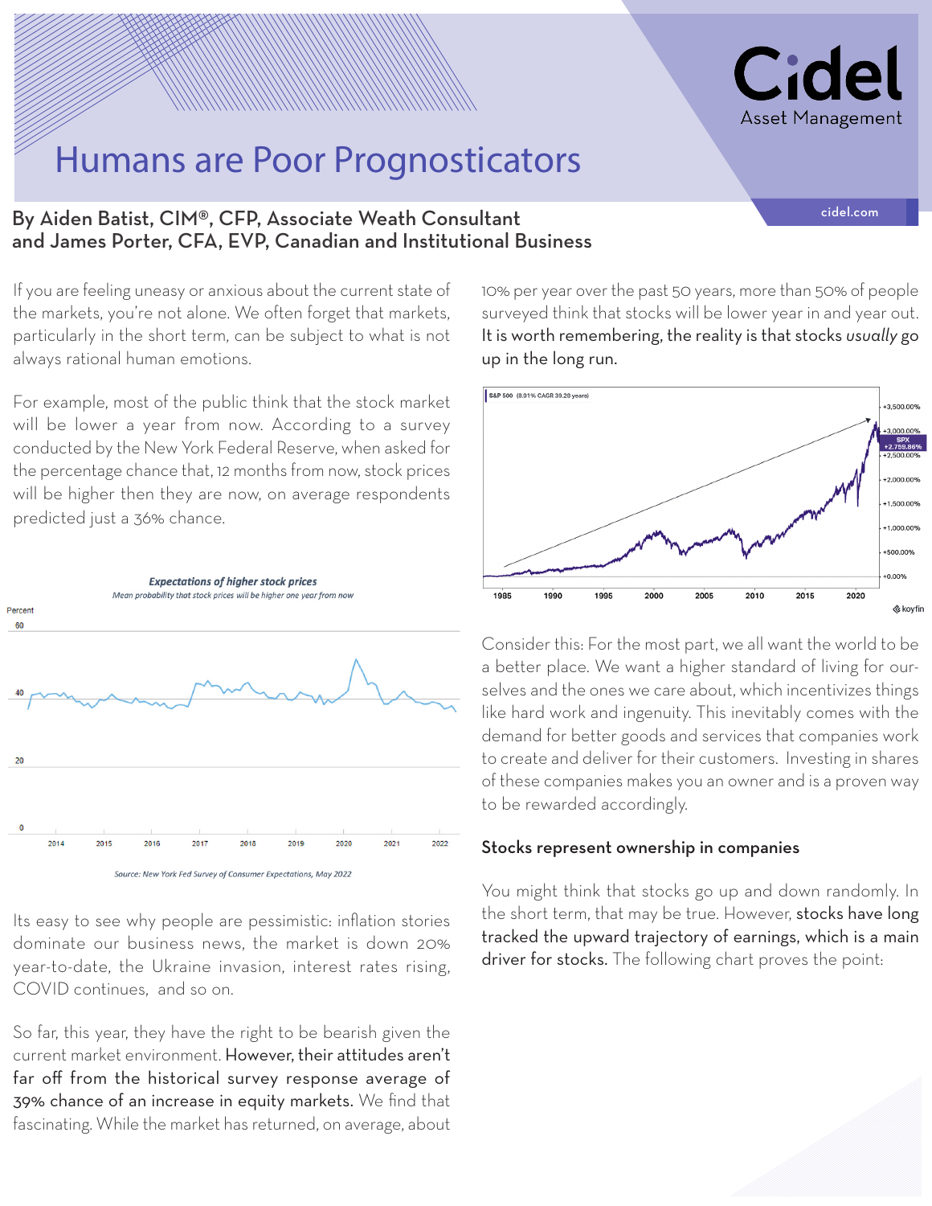# Humans are Poor Prognosticators

By Aiden Batist, CIM®, CFP, Associate Weath Consultant
and James Porter, CFA, EVP, Canadian and Institutional Business

If you are feeling uneasy or anxious about the current state of the markets, you're not alone. We often forget that markets, particularly in the short term, can be subject to what is not always rational human emotions.

For example, most of the public think that the stock market will be lower a year from now. According to a survey conducted by the New York Federal Reserve, when asked for the percentage chance that, 12 months from now, stock prices will be higher then they are now, on average respondents predicted just a 36% chance.

*Expectations of higher stock prices*

*Mean probability that stock prices will be higher one year from now*

*Source: New York Fed Survey of Consumer Expectations, May 2022*

Its easy to see why people are pessimistic: inflation stories dominate our business news, the market is down 20% year-to-date, the Ukraine invasion, interest rates rising, COVID continues, and so on.

So far, this year, they have the right to be bearish given the current market environment. However, their attitudes aren't far off from the historical survey response average of 39% chance of an increase in equity markets. We find that fascinating. While the market has returned, on average, about 10% per year over the past 50 years, more than 50% of people surveyed think that stocks will be lower year in and year out. It is worth remembering, the reality is that stocks *usually* go up in the long run.

Consider this: For the most part, we all want the world to be a better place. We want a higher standard of living for ourselves and the ones we care about, which incentivizes things like hard work and ingenuity. This inevitably comes with the demand for better goods and services that companies work to create and deliver for their customers. Investing in shares of these companies makes you an owner and is a proven way to be rewarded accordingly.

## Stocks represent ownership in companies

You might think that stocks go up and down randomly. In the short term, that may be true. However, stocks have long tracked the upward trajectory of earnings, which is a main driver for stocks. The following chart proves the point: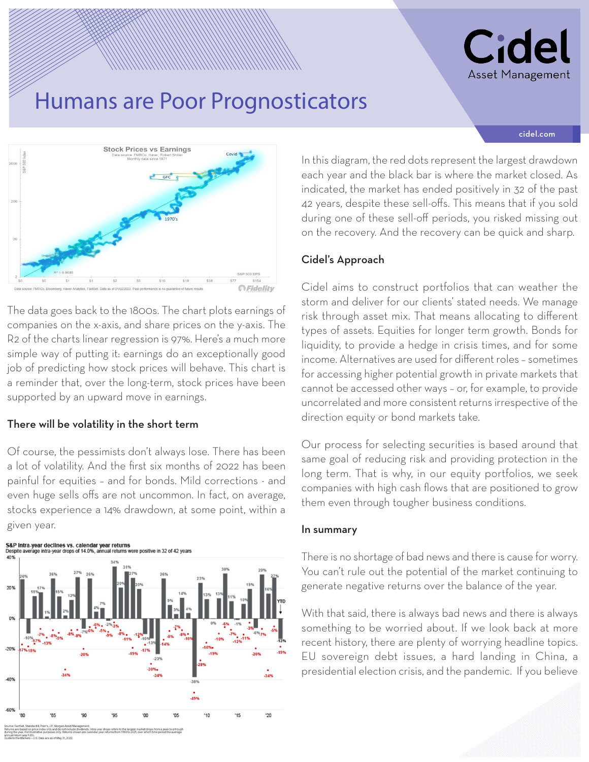# Humans are Poor Prognosticators

The data goes back to the 1800s. The chart plots earnings of companies on the x-axis, and share prices on the y-axis. The R2 of the charts linear regression is 97%. Here's a much more simple way of putting it: earnings do an exceptionally good job of predicting how stock prices will behave. This chart is a reminder that, over the long-term, stock prices have been supported by an upward move in earnings.

## There will be volatility in the short term

Of course, the pessimists don't always lose. There has been a lot of volatility. And the first six months of 2022 has been painful for equities – and for bonds. Mild corrections - and even huge sells offs are not uncommon. In fact, on average, stocks experience a 14% drawdown, at some point, within a given year.

In this diagram, the red dots represent the largest drawdown each year and the black bar is where the market closed. As indicated, the market has ended positively in 32 of the past 42 years, despite these sell-offs. This means that if you sold during one of these sell-off periods, you risked missing out on the recovery. And the recovery can be quick and sharp.

## Cidel's Approach

Cidel aims to construct portfolios that can weather the storm and deliver for our clients' stated needs. We manage risk through asset mix. That means allocating to different types of assets. Equities for longer term growth. Bonds for liquidity, to provide a hedge in crisis times, and for some income. Alternatives are used for different roles – sometimes for accessing higher potential growth in private markets that cannot be accessed other ways – or, for example, to provide uncorrelated and more consistent returns irrespective of the direction equity or bond markets take.

Our process for selecting securities is based around that same goal of reducing risk and providing protection in the long term. That is why, in our equity portfolios, we seek companies with high cash flows that are positioned to grow them even through tougher business conditions.

## In summary

There is no shortage of bad news and there is cause for worry. You can't rule out the potential of the market continuing to generate negative returns over the balance of the year.

With that said, there is always bad news and there is always something to be worried about. If we look back at more recent history, there are plenty of worrying headline topics. EU sovereign debt issues, a hard landing in China, a presidential election crisis, and the pandemic. If you believe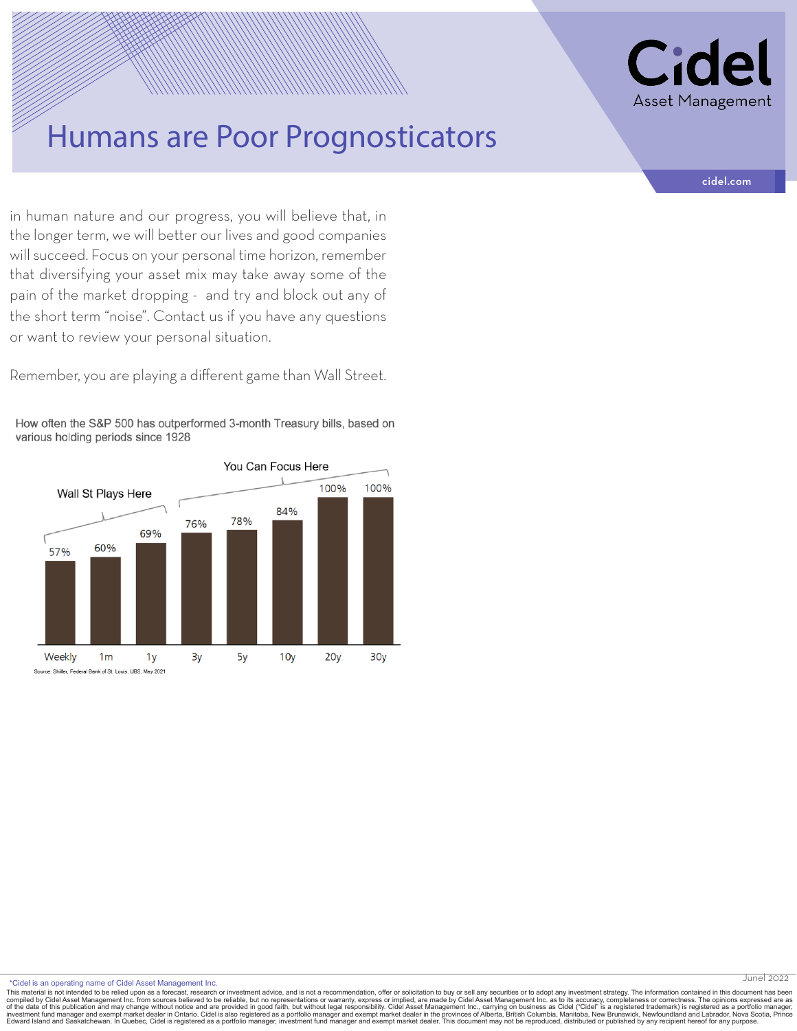# Humans are Poor Prognosticators

in human nature and our progress, you will believe that, in the longer term, we will better our lives and good companies will succeed. Focus on your personal time horizon, remember that diversifying your asset mix may take away some of the pain of the market dropping - and try and block out any of the short term "noise". Contact us if you have any questions or want to review your personal situation.

Remember, you are playing a different game than Wall Street.

How often the S&P 500 has outperformed 3-month Treasury bills, based on various holding periods since 1928

Wall St Plays Here

You Can Focus Here

57%
60%
69%
76%
78%
84%
100%
100%

Weekly
1m
1y
3y
5y
10y
20y
30y

Source: Shiller, Federal Bank of St. Louis, UBS, May 2021

June 2022

*Cidel is an operating name of Cidel Asset Management Inc.

This material is not intended to be relied upon as a forecast, research or investment advice, and is not a recommendation, offer or solicitation to buy or sell any securities or to adopt any investment strategy. The information contained in this document has been compiled by Cidel Asset Management Inc. from sources believed to be reliable, but no representations or warranty, express or implied, are made by Cidel Asset Management Inc. as to its accuracy, completeness or correctness. The opinions expressed are as of the date of this publication and may change without notice and are provided in good faith, but without legal responsibility. Cidel Asset Management Inc., carrying on business as Cidel ("Cidel" is a registered trademark) is registered as a portfolio manager, investment fund manager and exempt market dealer in Ontario. Cidel is also registered as a portfolio manager and exempt market dealer in the provinces of Alberta, British Columbia, Manitoba, New Brunswick, Newfoundland and Labrador, Nova Scotia, Prince Edward Island and Saskatchewan. In Quebec, Cidel is registered as a portfolio manager, investment fund manager and exempt market dealer. This document may not be reproduced, distributed or published by any recipient hereof for any purpose.